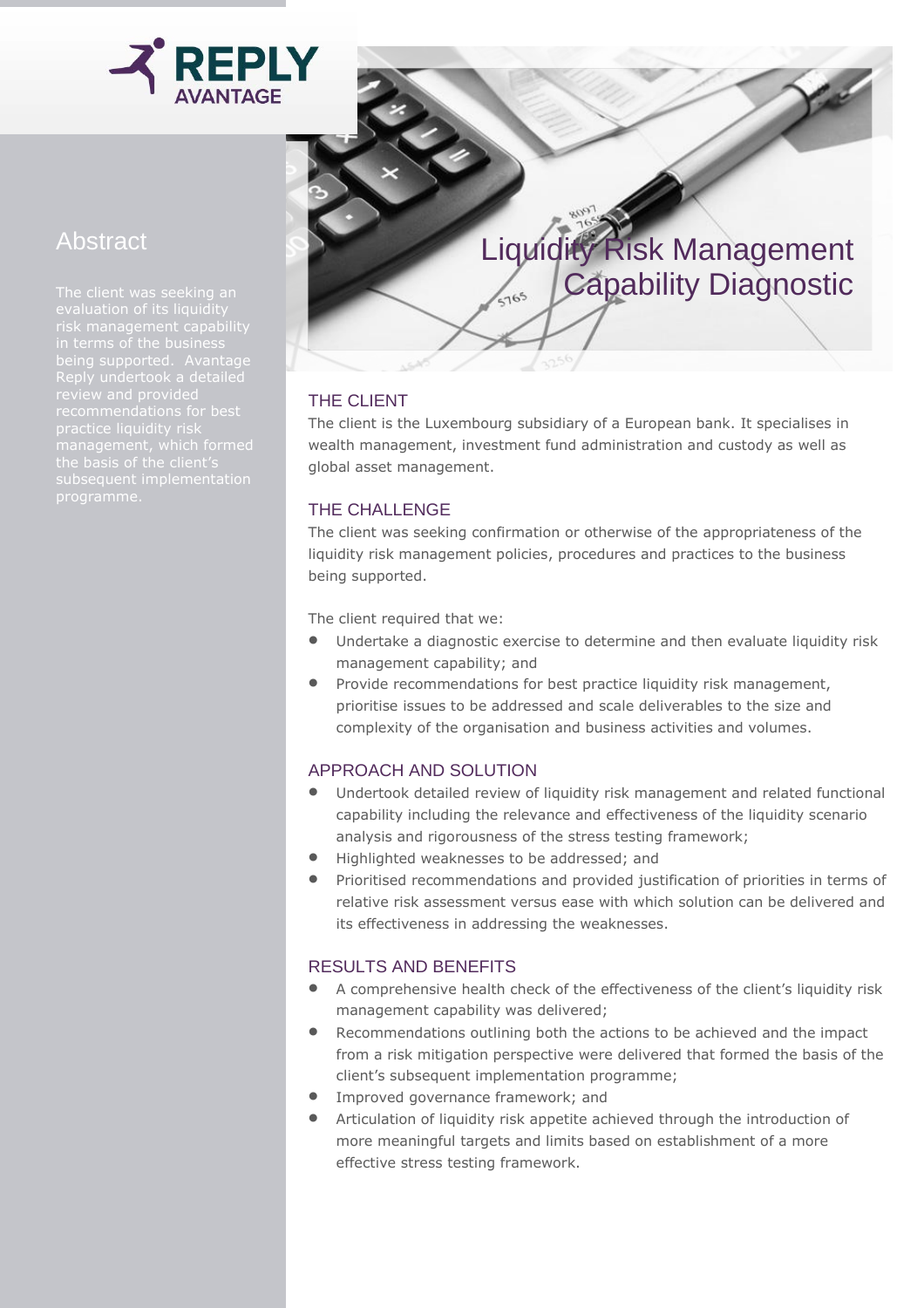REPLY AVANTAGE

# Liquidity Risk Management Capability Diagnostic

## Abstract

The client was seeking an evaluation of its liquidity risk management capability in terms of the business being supported. Avantage Reply undertook a detailed review and provided recommendations for best practice liquidity risk management, which formed the basis of the client's subsequent implementation programme.

## THE CLIENT

The client is the Luxembourg subsidiary of a European bank. It specialises in wealth management, investment fund administration and custody as well as global asset management.

## THE CHALLENGE

The client was seeking confirmation or otherwise of the appropriateness of the liquidity risk management policies, procedures and practices to the business being supported.

The client required that we:

- Undertake a diagnostic exercise to determine and then evaluate liquidity risk management capability; and
- Provide recommendations for best practice liquidity risk management, prioritise issues to be addressed and scale deliverables to the size and complexity of the organisation and business activities and volumes.

## APPROACH AND SOLUTION

- Undertook detailed review of liquidity risk management and related functional capability including the relevance and effectiveness of the liquidity scenario analysis and rigorousness of the stress testing framework;
- Highlighted weaknesses to be addressed; and
- Prioritised recommendations and provided justification of priorities in terms of relative risk assessment versus ease with which solution can be delivered and its effectiveness in addressing the weaknesses.

## RESULTS AND BENEFITS

- A comprehensive health check of the effectiveness of the client's liquidity risk management capability was delivered;
- Recommendations outlining both the actions to be achieved and the impact from a risk mitigation perspective were delivered that formed the basis of the client's subsequent implementation programme;
- Improved governance framework; and
- Articulation of liquidity risk appetite achieved through the introduction of more meaningful targets and limits based on establishment of a more effective stress testing framework.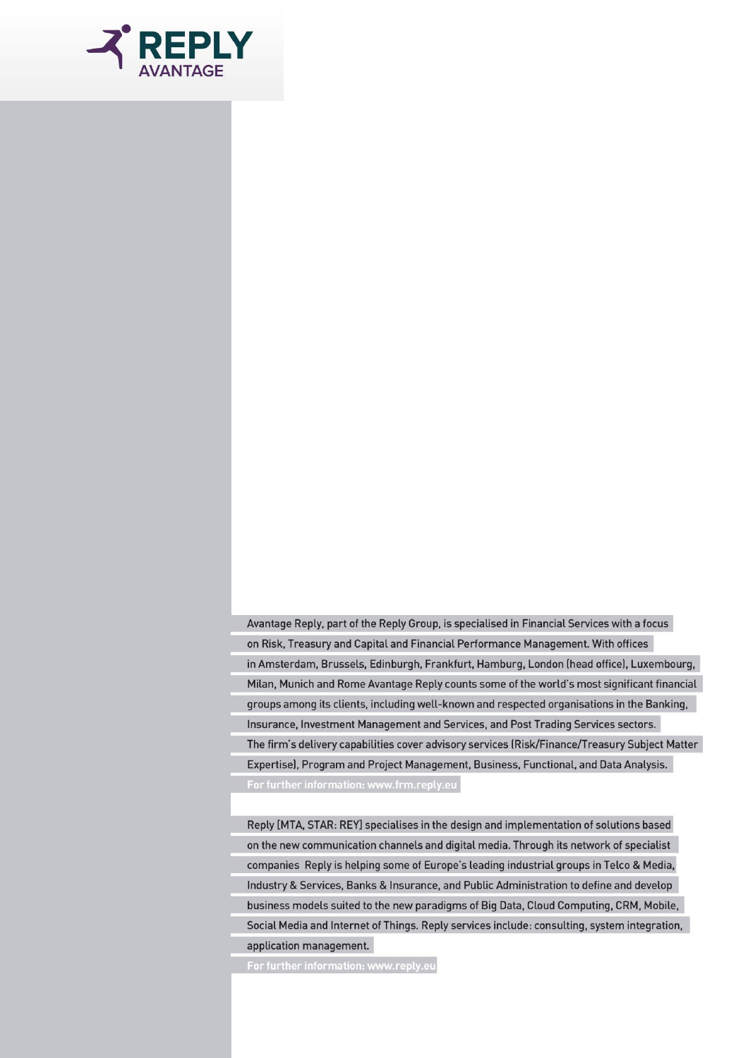REPLY AVANTAGE

Avantage Reply, part of the Reply Group, is specialised in Financial Services with a focus on Risk, Treasury and Capital and Financial Performance Management. With offices in Amsterdam, Brussels, Edinburgh, Frankfurt, Hamburg, London (head office), Luxembourg, Milan, Munich and Rome Avantage Reply counts some of the world's most significant financial groups among its clients, including well-known and respected organisations in the Banking, Insurance, Investment Management and Services, and Post Trading Services sectors. The firm's delivery capabilities cover advisory services (Risk/Finance/Treasury Subject Matter Expertise), Program and Project Management, Business, Functional, and Data Analysis.

**For further information: www.frm.reply.eu**

Reply [MTA, STAR: REY] specialises in the design and implementation of solutions based on the new communication channels and digital media. Through its network of specialist companies Reply is helping some of Europe's leading industrial groups in Telco & Media, Industry & Services, Banks & Insurance, and Public Administration to define and develop business models suited to the new paradigms of Big Data, Cloud Computing, CRM, Mobile, Social Media and Internet of Things. Reply services include: consulting, system integration, application management.

**For further information: www.reply.eu**